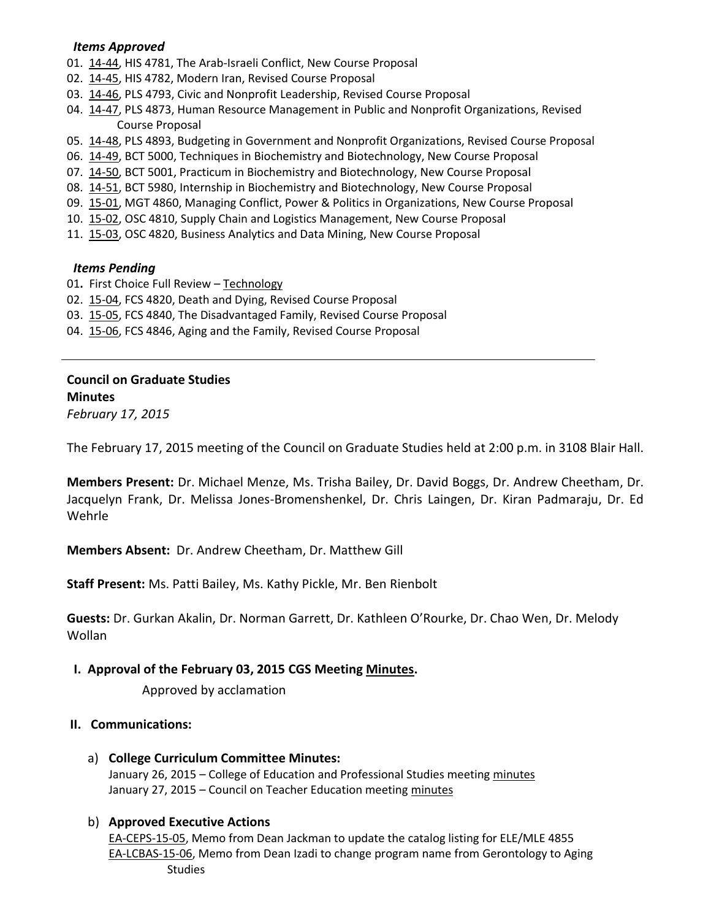***Items Approved***

01. 14-44, HIS 4781, The Arab-Israeli Conflict, New Course Proposal
02. 14-45, HIS 4782, Modern Iran, Revised Course Proposal
03. 14-46, PLS 4793, Civic and Nonprofit Leadership, Revised Course Proposal
04. 14-47, PLS 4873, Human Resource Management in Public and Nonprofit Organizations, Revised Course Proposal
05. 14-48, PLS 4893, Budgeting in Government and Nonprofit Organizations, Revised Course Proposal
06. 14-49, BCT 5000, Techniques in Biochemistry and Biotechnology, New Course Proposal
07. 14-50, BCT 5001, Practicum in Biochemistry and Biotechnology, New Course Proposal
08. 14-51, BCT 5980, Internship in Biochemistry and Biotechnology, New Course Proposal
09. 15-01, MGT 4860, Managing Conflict, Power & Politics in Organizations, New Course Proposal
10. 15-02, OSC 4810, Supply Chain and Logistics Management, New Course Proposal
11. 15-03, OSC 4820, Business Analytics and Data Mining, New Course Proposal

***Items Pending***

01. First Choice Full Review – Technology
02. 15-04, FCS 4820, Death and Dying, Revised Course Proposal
03. 15-05, FCS 4840, The Disadvantaged Family, Revised Course Proposal
04. 15-06, FCS 4846, Aging and the Family, Revised Course Proposal

---

**Council on Graduate Studies**
**Minutes**
*February 17, 2015*

The February 17, 2015 meeting of the Council on Graduate Studies held at 2:00 p.m. in 3108 Blair Hall.

**Members Present:** Dr. Michael Menze, Ms. Trisha Bailey, Dr. David Boggs, Dr. Andrew Cheetham, Dr. Jacquelyn Frank, Dr. Melissa Jones-Bromenshenkel, Dr. Chris Laingen, Dr. Kiran Padmaraju, Dr. Ed Wehrle

**Members Absent:** Dr. Andrew Cheetham, Dr. Matthew Gill

**Staff Present:** Ms. Patti Bailey, Ms. Kathy Pickle, Mr. Ben Rienbolt

**Guests:** Dr. Gurkan Akalin, Dr. Norman Garrett, Dr. Kathleen O'Rourke, Dr. Chao Wen, Dr. Melody Wollan

**I. Approval of the February 03, 2015 CGS Meeting Minutes.**

Approved by acclamation

**II. Communications:**

a) **College Curriculum Committee Minutes:**
January 26, 2015 – College of Education and Professional Studies meeting minutes
January 27, 2015 – Council on Teacher Education meeting minutes

b) **Approved Executive Actions**
EA-CEPS-15-05, Memo from Dean Jackman to update the catalog listing for ELE/MLE 4855
EA-LCBAS-15-06, Memo from Dean Izadi to change program name from Gerontology to Aging Studies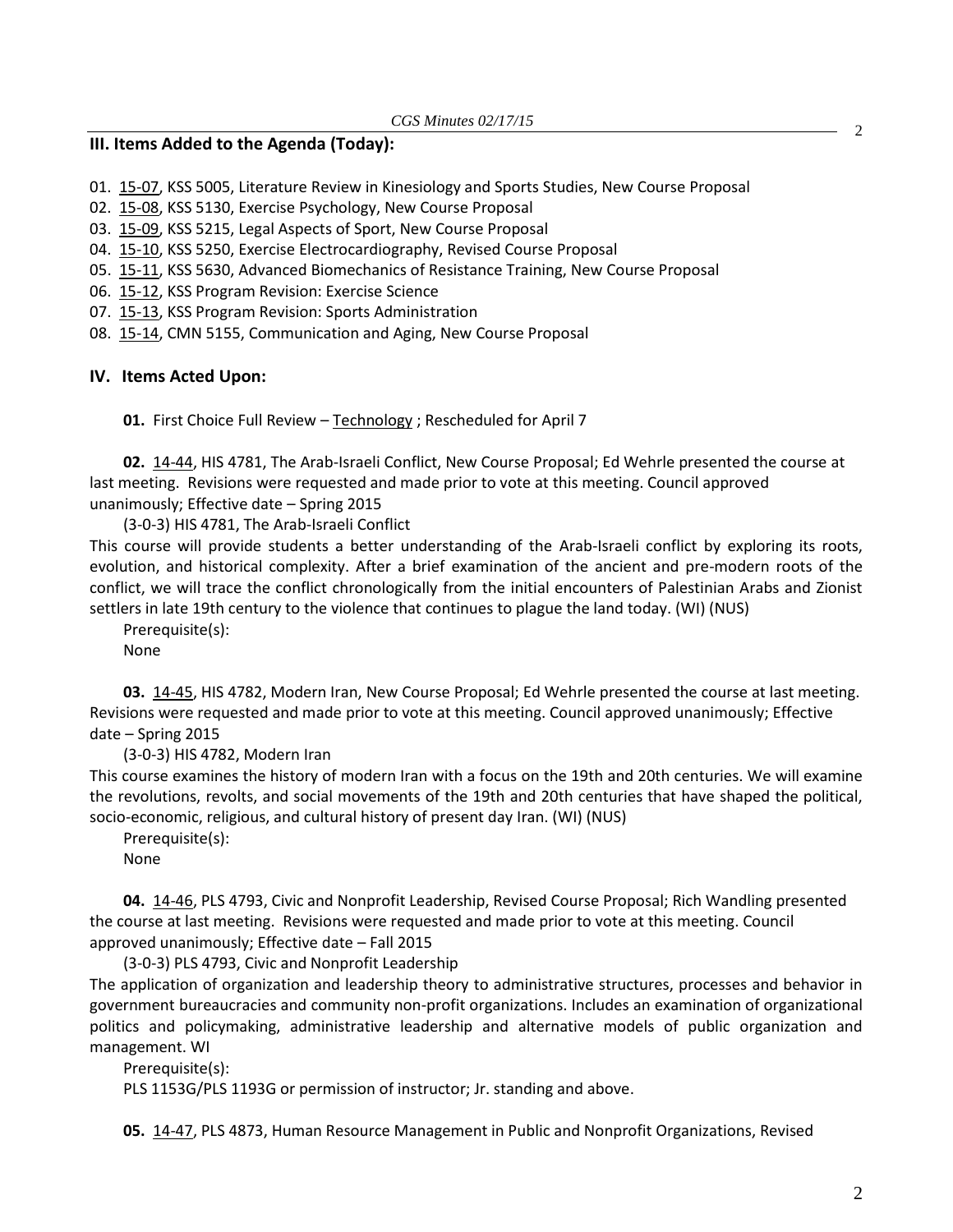## III. Items Added to the Agenda (Today):

01. 15-07, KSS 5005, Literature Review in Kinesiology and Sports Studies, New Course Proposal
02. 15-08, KSS 5130, Exercise Psychology, New Course Proposal
03. 15-09, KSS 5215, Legal Aspects of Sport, New Course Proposal
04. 15-10, KSS 5250, Exercise Electrocardiography, Revised Course Proposal
05. 15-11, KSS 5630, Advanced Biomechanics of Resistance Training, New Course Proposal
06. 15-12, KSS Program Revision: Exercise Science
07. 15-13, KSS Program Revision: Sports Administration
08. 15-14, CMN 5155, Communication and Aging, New Course Proposal

## IV. Items Acted Upon:

**01.** First Choice Full Review – Technology ; Rescheduled for April 7

**02.** 14-44, HIS 4781, The Arab-Israeli Conflict, New Course Proposal; Ed Wehrle presented the course at last meeting. Revisions were requested and made prior to vote at this meeting. Council approved unanimously; Effective date – Spring 2015

(3-0-3) HIS 4781, The Arab-Israeli Conflict

This course will provide students a better understanding of the Arab-Israeli conflict by exploring its roots, evolution, and historical complexity. After a brief examination of the ancient and pre-modern roots of the conflict, we will trace the conflict chronologically from the initial encounters of Palestinian Arabs and Zionist settlers in late 19th century to the violence that continues to plague the land today. (WI) (NUS)

Prerequisite(s):
None

**03.** 14-45, HIS 4782, Modern Iran, New Course Proposal; Ed Wehrle presented the course at last meeting. Revisions were requested and made prior to vote at this meeting. Council approved unanimously; Effective date – Spring 2015

(3-0-3) HIS 4782, Modern Iran

This course examines the history of modern Iran with a focus on the 19th and 20th centuries. We will examine the revolutions, revolts, and social movements of the 19th and 20th centuries that have shaped the political, socio-economic, religious, and cultural history of present day Iran. (WI) (NUS)

Prerequisite(s):
None

**04.** 14-46, PLS 4793, Civic and Nonprofit Leadership, Revised Course Proposal; Rich Wandling presented the course at last meeting. Revisions were requested and made prior to vote at this meeting. Council approved unanimously; Effective date – Fall 2015

(3-0-3) PLS 4793, Civic and Nonprofit Leadership

The application of organization and leadership theory to administrative structures, processes and behavior in government bureaucracies and community non-profit organizations. Includes an examination of organizational politics and policymaking, administrative leadership and alternative models of public organization and management. WI

Prerequisite(s):
PLS 1153G/PLS 1193G or permission of instructor; Jr. standing and above.

**05.** 14-47, PLS 4873, Human Resource Management in Public and Nonprofit Organizations, Revised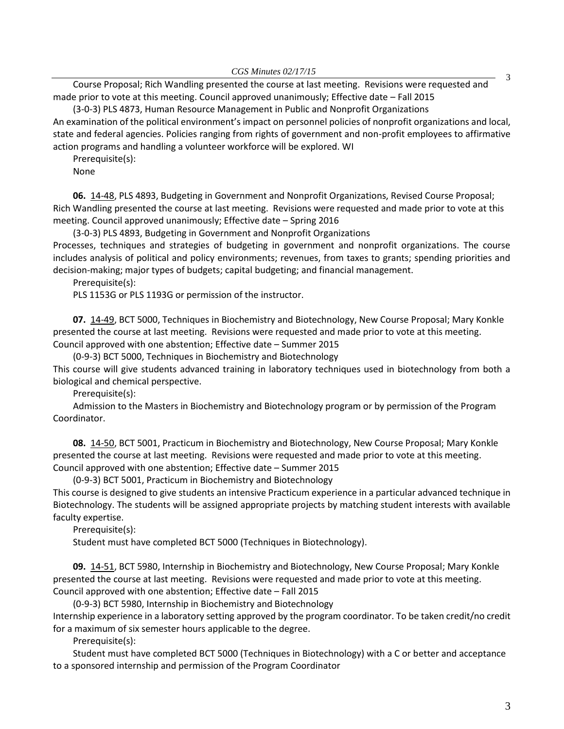Course Proposal; Rich Wandling presented the course at last meeting. Revisions were requested and made prior to vote at this meeting. Council approved unanimously; Effective date – Fall 2015

(3-0-3) PLS 4873, Human Resource Management in Public and Nonprofit Organizations

An examination of the political environment's impact on personnel policies of nonprofit organizations and local, state and federal agencies. Policies ranging from rights of government and non-profit employees to affirmative action programs and handling a volunteer workforce will be explored. WI

Prerequisite(s):

None

**06.** 14-48, PLS 4893, Budgeting in Government and Nonprofit Organizations, Revised Course Proposal; Rich Wandling presented the course at last meeting. Revisions were requested and made prior to vote at this meeting. Council approved unanimously; Effective date – Spring 2016

(3-0-3) PLS 4893, Budgeting in Government and Nonprofit Organizations

Processes, techniques and strategies of budgeting in government and nonprofit organizations. The course includes analysis of political and policy environments; revenues, from taxes to grants; spending priorities and decision-making; major types of budgets; capital budgeting; and financial management.

Prerequisite(s):

PLS 1153G or PLS 1193G or permission of the instructor.

**07.** 14-49, BCT 5000, Techniques in Biochemistry and Biotechnology, New Course Proposal; Mary Konkle presented the course at last meeting. Revisions were requested and made prior to vote at this meeting. Council approved with one abstention; Effective date – Summer 2015

(0-9-3) BCT 5000, Techniques in Biochemistry and Biotechnology

This course will give students advanced training in laboratory techniques used in biotechnology from both a biological and chemical perspective.

Prerequisite(s):

Admission to the Masters in Biochemistry and Biotechnology program or by permission of the Program Coordinator.

**08.** 14-50, BCT 5001, Practicum in Biochemistry and Biotechnology, New Course Proposal; Mary Konkle presented the course at last meeting. Revisions were requested and made prior to vote at this meeting. Council approved with one abstention; Effective date – Summer 2015

(0-9-3) BCT 5001, Practicum in Biochemistry and Biotechnology

This course is designed to give students an intensive Practicum experience in a particular advanced technique in Biotechnology. The students will be assigned appropriate projects by matching student interests with available faculty expertise.

Prerequisite(s):

Student must have completed BCT 5000 (Techniques in Biotechnology).

**09.** 14-51, BCT 5980, Internship in Biochemistry and Biotechnology, New Course Proposal; Mary Konkle presented the course at last meeting. Revisions were requested and made prior to vote at this meeting. Council approved with one abstention; Effective date – Fall 2015

(0-9-3) BCT 5980, Internship in Biochemistry and Biotechnology

Internship experience in a laboratory setting approved by the program coordinator. To be taken credit/no credit for a maximum of six semester hours applicable to the degree.

Prerequisite(s):

Student must have completed BCT 5000 (Techniques in Biotechnology) with a C or better and acceptance to a sponsored internship and permission of the Program Coordinator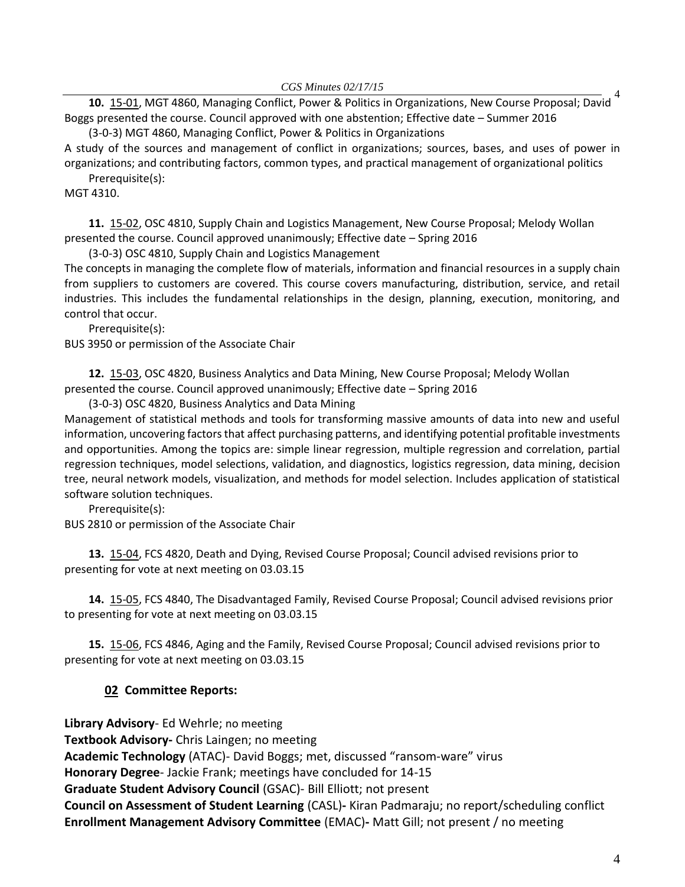**10.** 15-01, MGT 4860, Managing Conflict, Power & Politics in Organizations, New Course Proposal; David Boggs presented the course. Council approved with one abstention; Effective date – Summer 2016

(3-0-3) MGT 4860, Managing Conflict, Power & Politics in Organizations

A study of the sources and management of conflict in organizations; sources, bases, and uses of power in organizations; and contributing factors, common types, and practical management of organizational politics

Prerequisite(s):

MGT 4310.

**11.** 15-02, OSC 4810, Supply Chain and Logistics Management, New Course Proposal; Melody Wollan presented the course. Council approved unanimously; Effective date – Spring 2016

(3-0-3) OSC 4810, Supply Chain and Logistics Management

The concepts in managing the complete flow of materials, information and financial resources in a supply chain from suppliers to customers are covered. This course covers manufacturing, distribution, service, and retail industries. This includes the fundamental relationships in the design, planning, execution, monitoring, and control that occur.

Prerequisite(s):

BUS 3950 or permission of the Associate Chair

**12.** 15-03, OSC 4820, Business Analytics and Data Mining, New Course Proposal; Melody Wollan presented the course. Council approved unanimously; Effective date – Spring 2016

(3-0-3) OSC 4820, Business Analytics and Data Mining

Management of statistical methods and tools for transforming massive amounts of data into new and useful information, uncovering factors that affect purchasing patterns, and identifying potential profitable investments and opportunities. Among the topics are: simple linear regression, multiple regression and correlation, partial regression techniques, model selections, validation, and diagnostics, logistics regression, data mining, decision tree, neural network models, visualization, and methods for model selection. Includes application of statistical software solution techniques.

Prerequisite(s):

BUS 2810 or permission of the Associate Chair

**13.** 15-04, FCS 4820, Death and Dying, Revised Course Proposal; Council advised revisions prior to presenting for vote at next meeting on 03.03.15

**14.** 15-05, FCS 4840, The Disadvantaged Family, Revised Course Proposal; Council advised revisions prior to presenting for vote at next meeting on 03.03.15

**15.** 15-06, FCS 4846, Aging and the Family, Revised Course Proposal; Council advised revisions prior to presenting for vote at next meeting on 03.03.15

## 02 Committee Reports:

**Library Advisory**- Ed Wehrle; no meeting
**Textbook Advisory-** Chris Laingen; no meeting
**Academic Technology** (ATAC)- David Boggs; met, discussed "ransom-ware" virus
**Honorary Degree**- Jackie Frank; meetings have concluded for 14-15
**Graduate Student Advisory Council** (GSAC)- Bill Elliott; not present
**Council on Assessment of Student Learning** (CASL)**-** Kiran Padmaraju; no report/scheduling conflict
**Enrollment Management Advisory Committee** (EMAC)**-** Matt Gill; not present / no meeting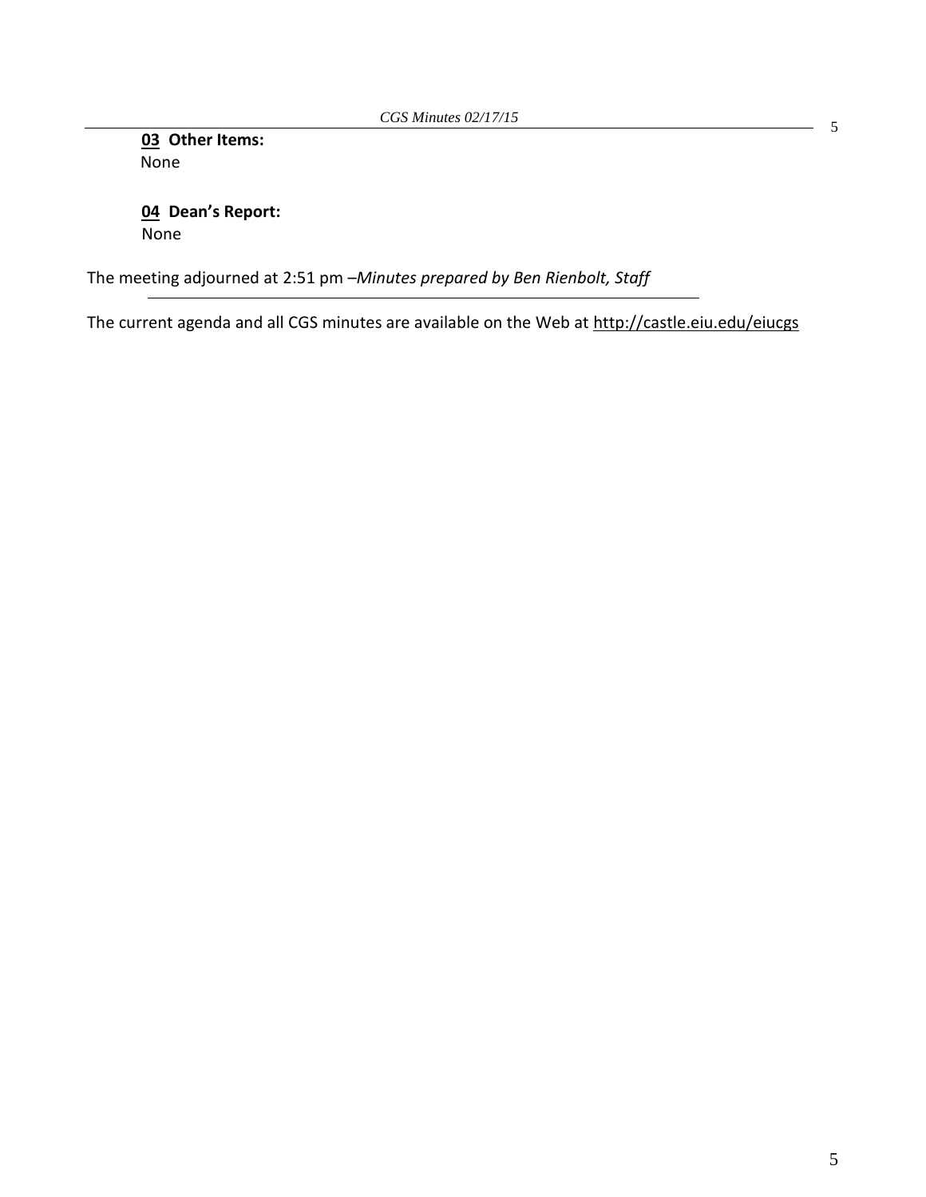**<u>03</u> Other Items:**
None

**<u>04</u> Dean's Report:**
None

The meeting adjourned at 2:51 pm –*Minutes prepared by Ben Rienbolt, Staff*

---

The current agenda and all CGS minutes are available on the Web at http://castle.eiu.edu/eiucgs